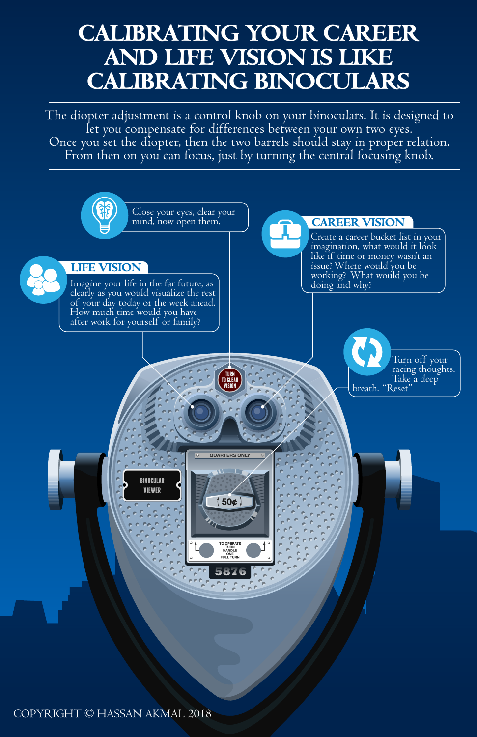# CALIBRATING YOUR CAREER AND LIFE VISION IS LIKE CALIBRATING BINOCULARS

The diopter adjustment is a control knob on your binoculars. It is designed to let you compensate for differences between your own two eyes. Once you set the diopter, then the two barrels should stay in proper relation. From then on you can focus, just by turning the central focusing knob.

Close your eyes, clear your mind, now open them.

## CAREER VISION

Create a career bucket list in your imagination, what would it look like if time or money wasn't an issue? Where would you be working? What would you be doing and why?

## LIFE VISION

Imagine your life in the far future, as clearly as you would visualize the rest of your day today or the week ahead. How much time would you have after work for yourself or family?

Turn off your racing thoughts. Take a deep breath. "Reset"

TURN TO CLEAN VISION

QUARTERS ONLY

BINOCULAR VIEWER

50¢

TO OPERATE TURN HANDLE ONE FULL TURN

5876

COPYRIGHT © HASSAN AKMAL 2018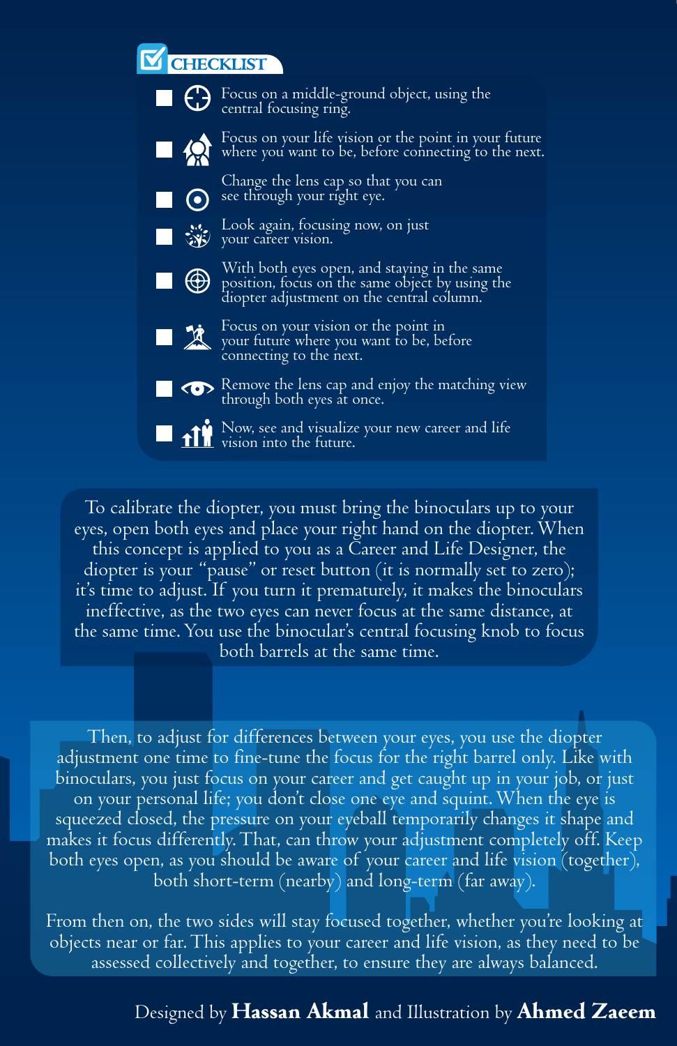## CHECKLIST

- [ ] Focus on a middle-ground object, using the central focusing ring.
- [ ] Focus on your life vision or the point in your future where you want to be, before connecting to the next.
- [ ] Change the lens cap so that you can see through your right eye.
- [ ] Look again, focusing now, on just your career vision.
- [ ] With both eyes open, and staying in the same position, focus on the same object by using the diopter adjustment on the central column.
- [ ] Focus on your vision or the point in your future where you want to be, before connecting to the next.
- [ ] Remove the lens cap and enjoy the matching view through both eyes at once.
- [ ] Now, see and visualize your new career and life vision into the future.

To calibrate the diopter, you must bring the binoculars up to your eyes, open both eyes and place your right hand on the diopter. When this concept is applied to you as a Career and Life Designer, the diopter is your "pause" or reset button (it is normally set to zero); it's time to adjust. If you turn it prematurely, it makes the binoculars ineffective, as the two eyes can never focus at the same distance, at the same time. You use the binocular's central focusing knob to focus both barrels at the same time.

Then, to adjust for differences between your eyes, you use the diopter adjustment one time to fine-tune the focus for the right barrel only. Like with binoculars, you just focus on your career and get caught up in your job, or just on your personal life; you don't close one eye and squint. When the eye is squeezed closed, the pressure on your eyeball temporarily changes it shape and makes it focus differently. That, can throw your adjustment completely off. Keep both eyes open, as you should be aware of your career and life vision (together), both short-term (nearby) and long-term (far away).

From then on, the two sides will stay focused together, whether you're looking at objects near or far. This applies to your career and life vision, as they need to be assessed collectively and together, to ensure they are always balanced.

Designed by **Hassan Akmal** and Illustration by **Ahmed Zaeem**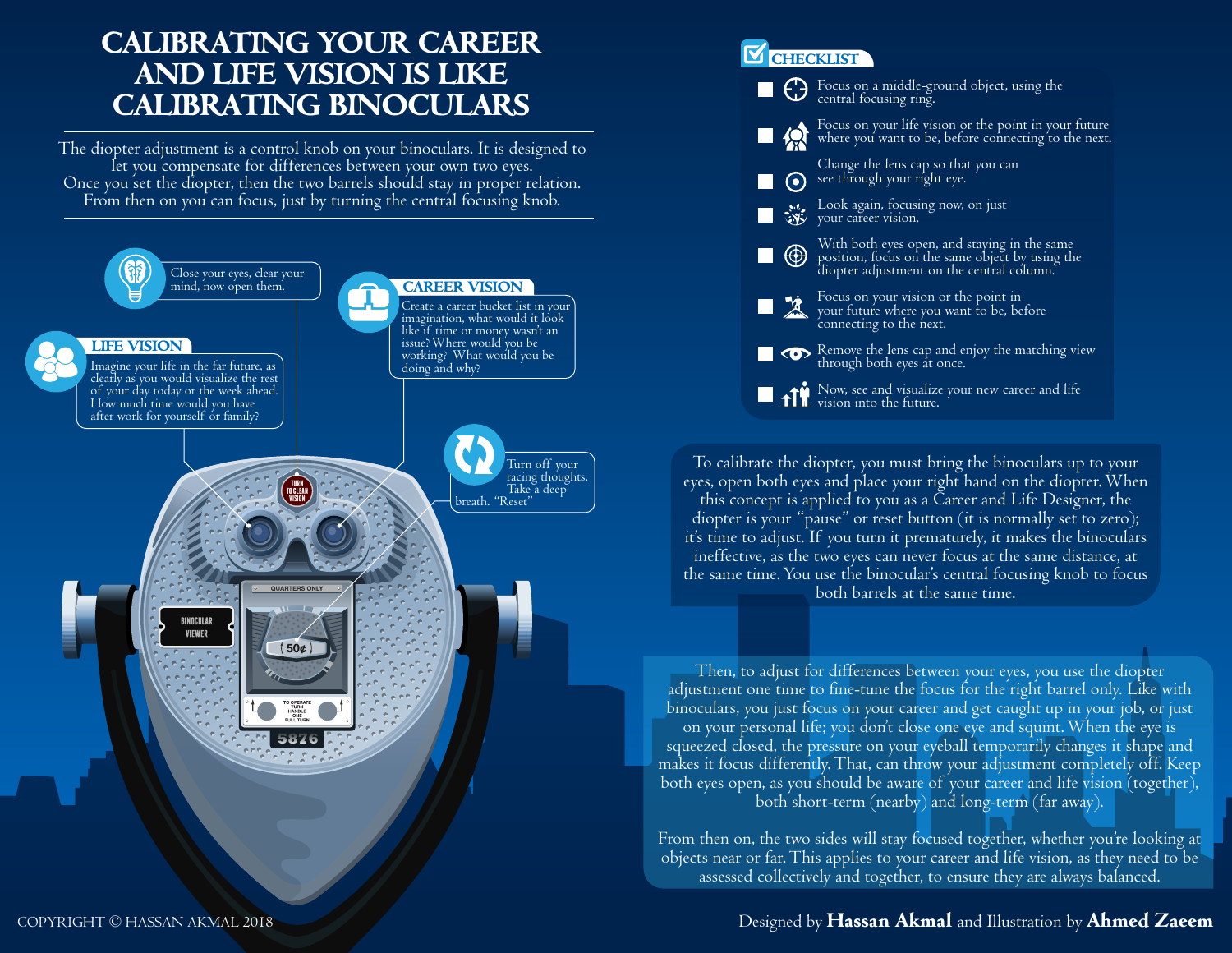# CALIBRATING YOUR CAREER AND LIFE VISION IS LIKE CALIBRATING BINOCULARS

The diopter adjustment is a control knob on your binoculars. It is designed to let you compensate for differences between your own two eyes. Once you set the diopter, then the two barrels should stay in proper relation. From then on you can focus, just by turning the central focusing knob.

Close your eyes, clear your mind, now open them.

## LIFE VISION

Imagine your life in the far future, as clearly as you would visualize the rest of your day today or the week ahead. How much time would you have after work for yourself or family?

## CAREER VISION

Create a career bucket list in your imagination, what would it look like if time or money wasn't an issue? Where would you be working? What would you be doing and why?

Turn off your racing thoughts. Take a deep breath. "Reset"

TURN TO CLEAN VISION

QUARTERS ONLY

BINOCULAR VIEWER

50¢

TO OPERATE TURN HANDLE ONE FULL TURN

5876

## CHECKLIST

- Focus on a middle-ground object, using the central focusing ring.
- Focus on your life vision or the point in your future where you want to be, before connecting to the next.
- Change the lens cap so that you can see through your right eye.
- Look again, focusing now, on just your career vision.
- With both eyes open, and staying in the same position, focus on the same object by using the diopter adjustment on the central column.
- Focus on your vision or the point in your future where you want to be, before connecting to the next.
- Remove the lens cap and enjoy the matching view through both eyes at once.
- Now, see and visualize your new career and life vision into the future.

To calibrate the diopter, you must bring the binoculars up to your eyes, open both eyes and place your right hand on the diopter. When this concept is applied to you as a Career and Life Designer, the diopter is your "pause" or reset button (it is normally set to zero); it's time to adjust. If you turn it prematurely, it makes the binoculars ineffective, as the two eyes can never focus at the same distance, at the same time. You use the binocular's central focusing knob to focus both barrels at the same time.

Then, to adjust for differences between your eyes, you use the diopter adjustment one time to fine-tune the focus for the right barrel only. Like with binoculars, you just focus on your career and get caught up in your job, or just on your personal life; you don't close one eye and squint. When the eye is squeezed closed, the pressure on your eyeball temporarily changes it shape and makes it focus differently. That, can throw your adjustment completely off. Keep both eyes open, as you should be aware of your career and life vision (together), both short-term (nearby) and long-term (far away).

From then on, the two sides will stay focused together, whether you're looking at objects near or far. This applies to your career and life vision, as they need to be assessed collectively and together, to ensure they are always balanced.

COPYRIGHT © HASSAN AKMAL 2018

Designed by **Hassan Akmal** and Illustration by **Ahmed Zaeem**